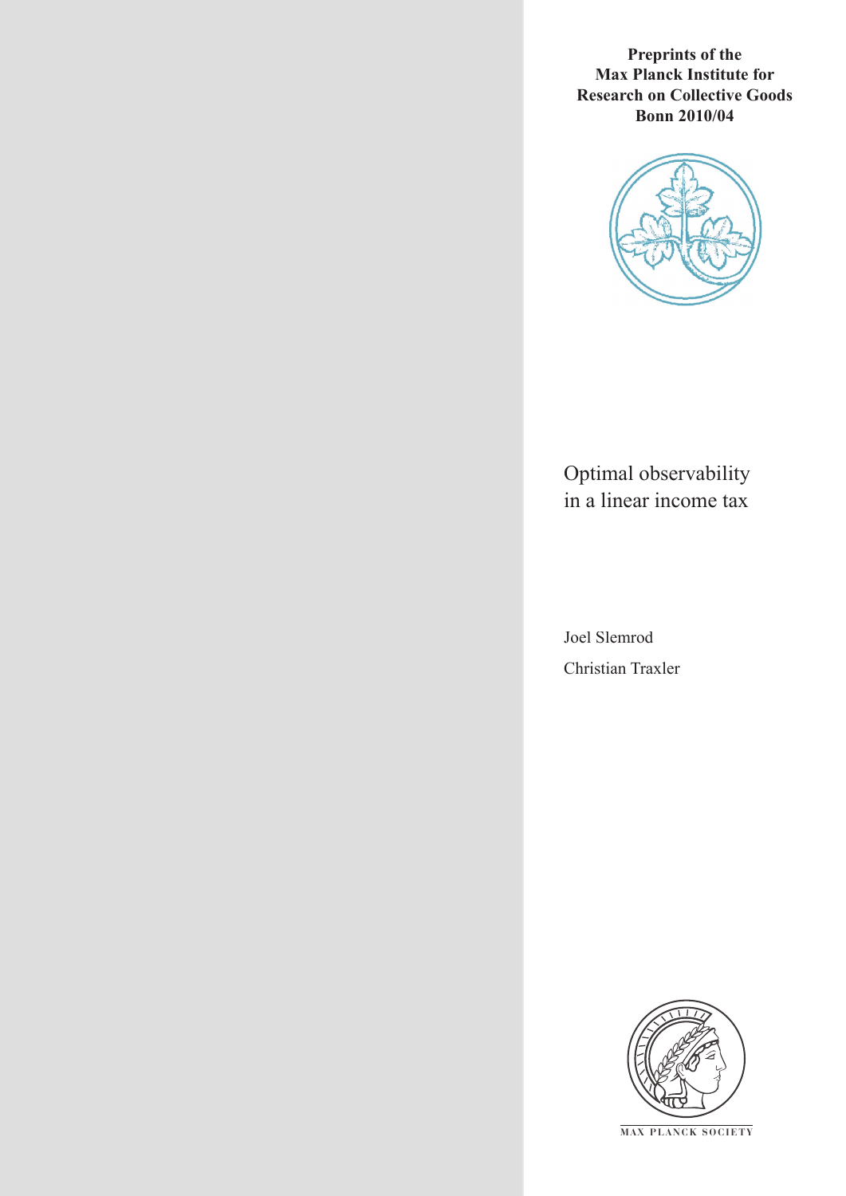**Preprints of the Max Planck Institute for Research on Collective Goods Bonn 2010/04**

# Optimal observability in a linear income tax

Joel Slemrod

Christian Traxler

MAX PLANCK SOCIETY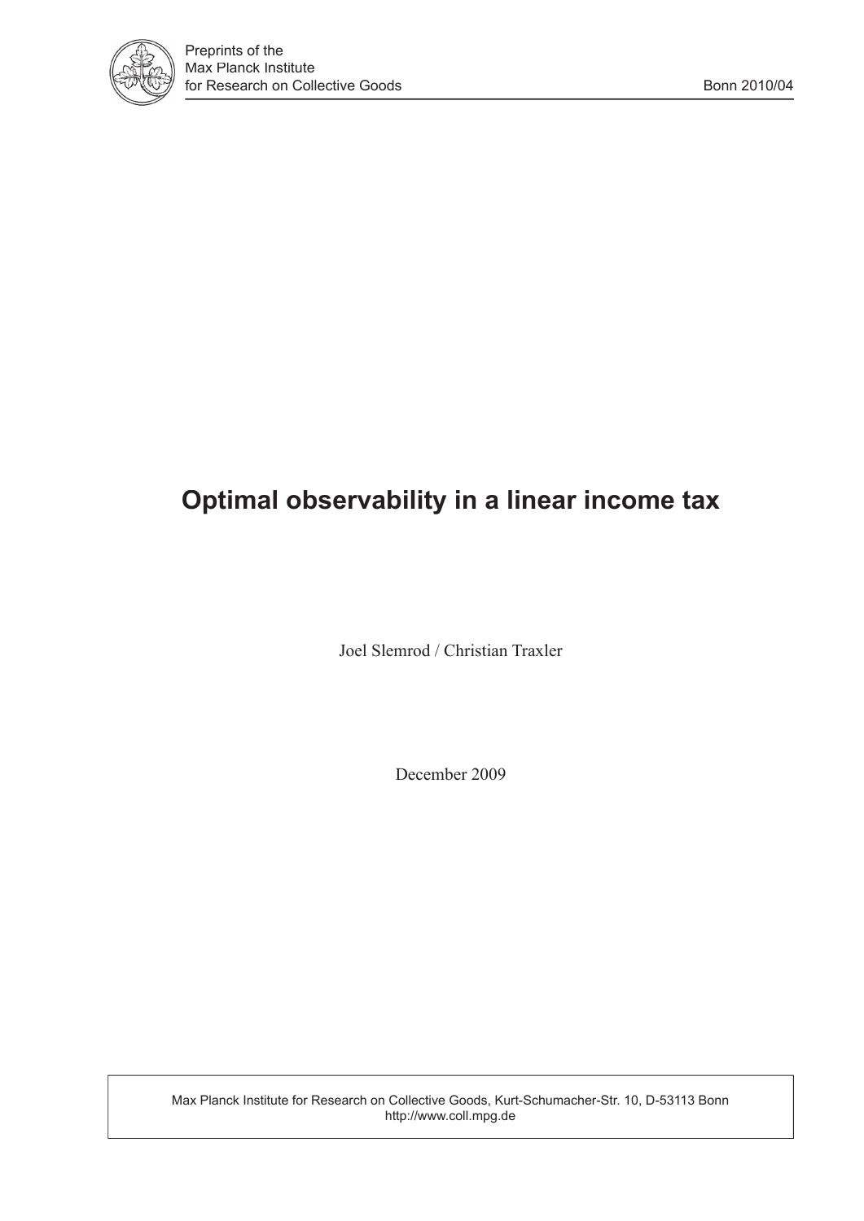Preprints of the
Max Planck Institute
for Research on Collective Goods

Bonn 2010/04

# Optimal observability in a linear income tax

Joel Slemrod / Christian Traxler

December 2009

Max Planck Institute for Research on Collective Goods, Kurt-Schumacher-Str. 10, D-53113 Bonn
http://www.coll.mpg.de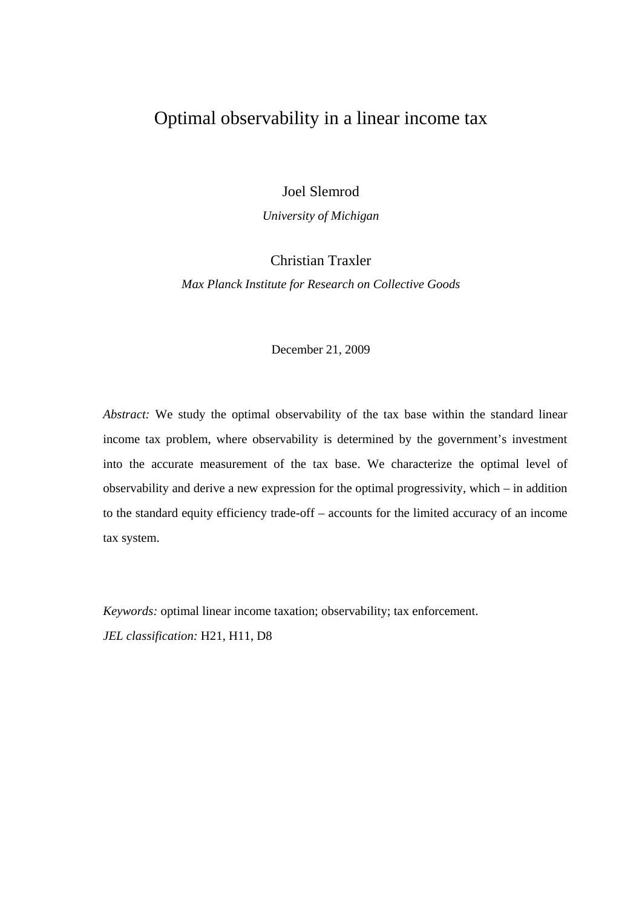# Optimal observability in a linear income tax

Joel Slemrod

*University of Michigan*

Christian Traxler

*Max Planck Institute for Research on Collective Goods*

December 21, 2009

*Abstract:* We study the optimal observability of the tax base within the standard linear income tax problem, where observability is determined by the government's investment into the accurate measurement of the tax base. We characterize the optimal level of observability and derive a new expression for the optimal progressivity, which – in addition to the standard equity efficiency trade-off – accounts for the limited accuracy of an income tax system.

*Keywords:* optimal linear income taxation; observability; tax enforcement.

*JEL classification:* H21, H11, D8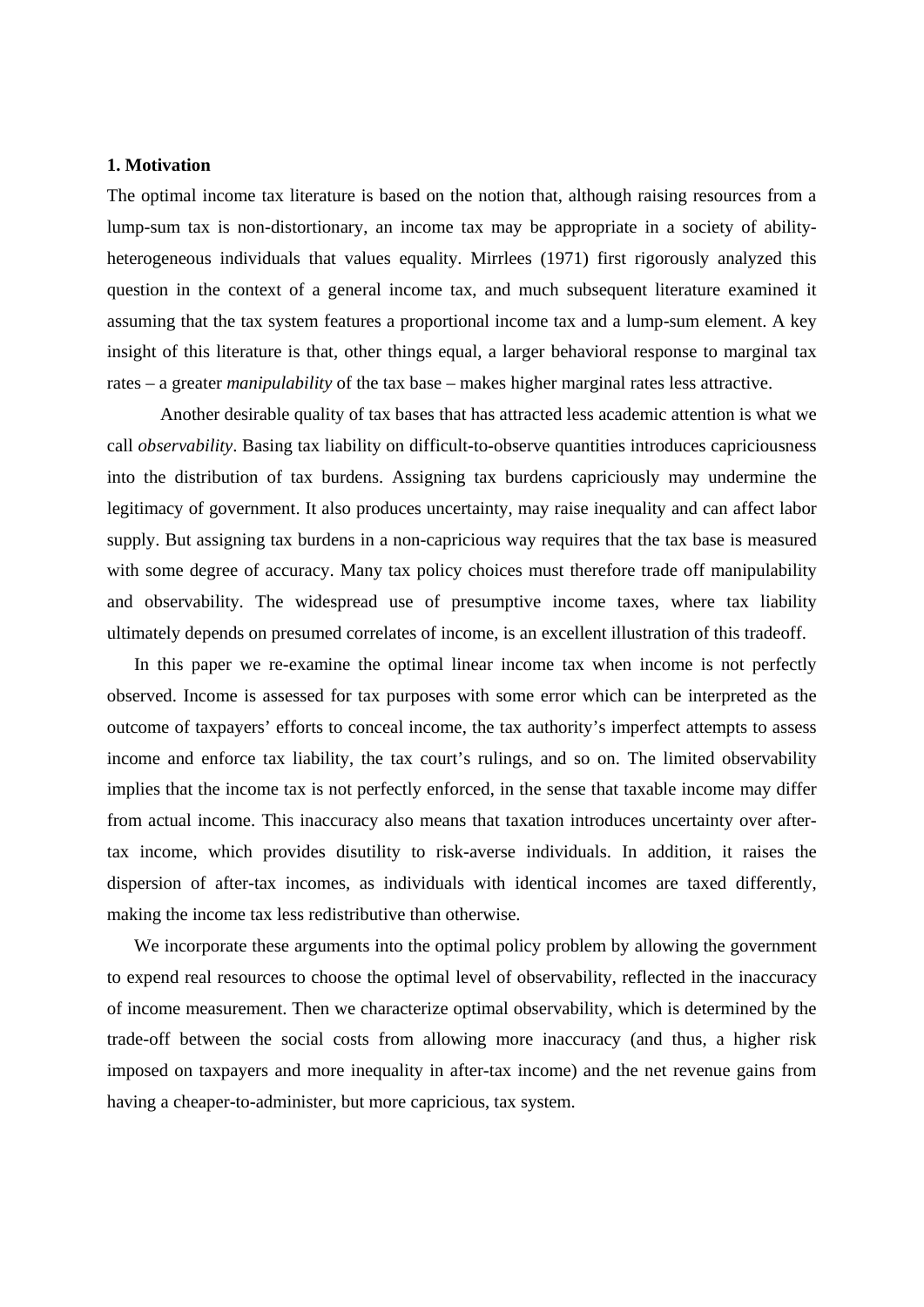**1. Motivation**

The optimal income tax literature is based on the notion that, although raising resources from a lump-sum tax is non-distortionary, an income tax may be appropriate in a society of ability-heterogeneous individuals that values equality. Mirrlees (1971) first rigorously analyzed this question in the context of a general income tax, and much subsequent literature examined it assuming that the tax system features a proportional income tax and a lump-sum element. A key insight of this literature is that, other things equal, a larger behavioral response to marginal tax rates – a greater *manipulability* of the tax base – makes higher marginal rates less attractive.

Another desirable quality of tax bases that has attracted less academic attention is what we call *observability*. Basing tax liability on difficult-to-observe quantities introduces capriciousness into the distribution of tax burdens. Assigning tax burdens capriciously may undermine the legitimacy of government. It also produces uncertainty, may raise inequality and can affect labor supply. But assigning tax burdens in a non-capricious way requires that the tax base is measured with some degree of accuracy. Many tax policy choices must therefore trade off manipulability and observability. The widespread use of presumptive income taxes, where tax liability ultimately depends on presumed correlates of income, is an excellent illustration of this tradeoff.

In this paper we re-examine the optimal linear income tax when income is not perfectly observed. Income is assessed for tax purposes with some error which can be interpreted as the outcome of taxpayers' efforts to conceal income, the tax authority's imperfect attempts to assess income and enforce tax liability, the tax court's rulings, and so on. The limited observability implies that the income tax is not perfectly enforced, in the sense that taxable income may differ from actual income. This inaccuracy also means that taxation introduces uncertainty over after-tax income, which provides disutility to risk-averse individuals. In addition, it raises the dispersion of after-tax incomes, as individuals with identical incomes are taxed differently, making the income tax less redistributive than otherwise.

We incorporate these arguments into the optimal policy problem by allowing the government to expend real resources to choose the optimal level of observability, reflected in the inaccuracy of income measurement. Then we characterize optimal observability, which is determined by the trade-off between the social costs from allowing more inaccuracy (and thus, a higher risk imposed on taxpayers and more inequality in after-tax income) and the net revenue gains from having a cheaper-to-administer, but more capricious, tax system.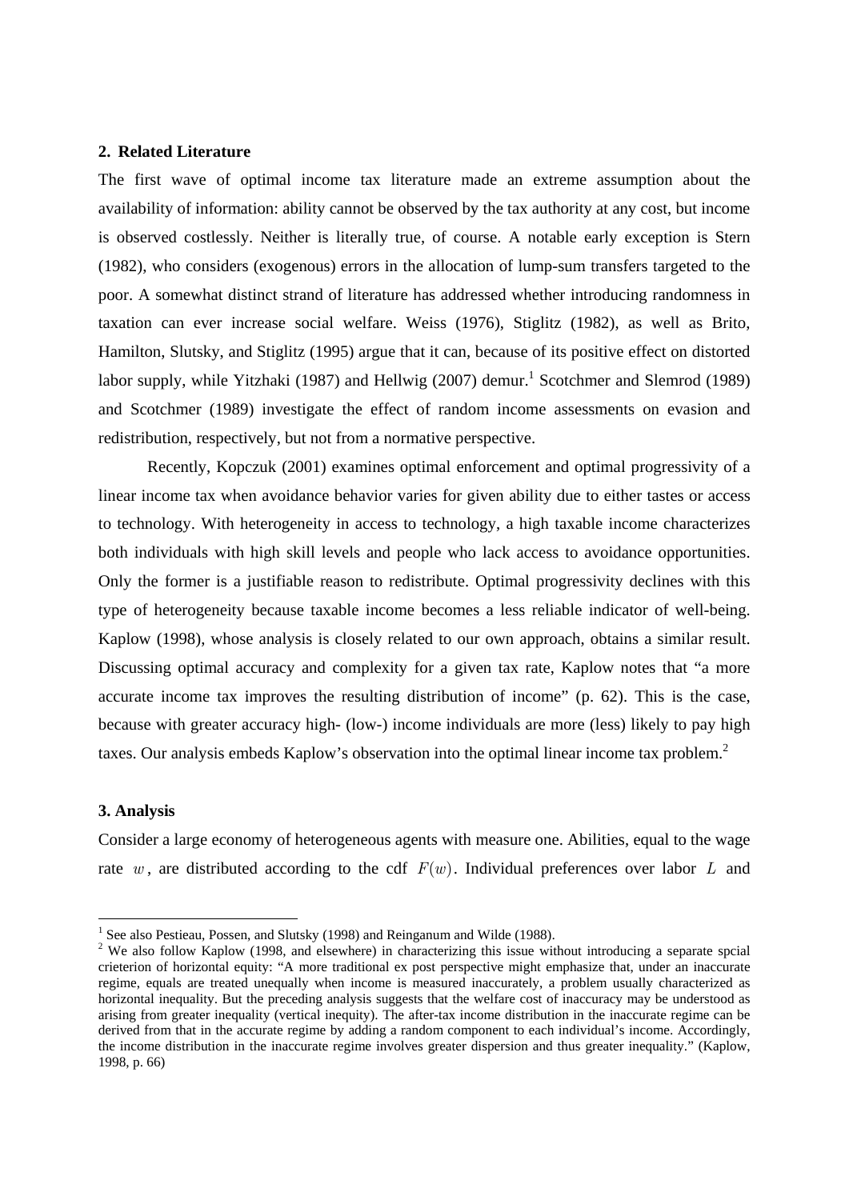## 2. Related Literature

The first wave of optimal income tax literature made an extreme assumption about the availability of information: ability cannot be observed by the tax authority at any cost, but income is observed costlessly. Neither is literally true, of course. A notable early exception is Stern (1982), who considers (exogenous) errors in the allocation of lump-sum transfers targeted to the poor. A somewhat distinct strand of literature has addressed whether introducing randomness in taxation can ever increase social welfare. Weiss (1976), Stiglitz (1982), as well as Brito, Hamilton, Slutsky, and Stiglitz (1995) argue that it can, because of its positive effect on distorted labor supply, while Yitzhaki (1987) and Hellwig (2007) demur.[1] Scotchmer and Slemrod (1989) and Scotchmer (1989) investigate the effect of random income assessments on evasion and redistribution, respectively, but not from a normative perspective.

Recently, Kopczuk (2001) examines optimal enforcement and optimal progressivity of a linear income tax when avoidance behavior varies for given ability due to either tastes or access to technology. With heterogeneity in access to technology, a high taxable income characterizes both individuals with high skill levels and people who lack access to avoidance opportunities. Only the former is a justifiable reason to redistribute. Optimal progressivity declines with this type of heterogeneity because taxable income becomes a less reliable indicator of well-being. Kaplow (1998), whose analysis is closely related to our own approach, obtains a similar result. Discussing optimal accuracy and complexity for a given tax rate, Kaplow notes that "a more accurate income tax improves the resulting distribution of income" (p. 62). This is the case, because with greater accuracy high- (low-) income individuals are more (less) likely to pay high taxes. Our analysis embeds Kaplow's observation into the optimal linear income tax problem.[2]

## 3. Analysis

Consider a large economy of heterogeneous agents with measure one. Abilities, equal to the wage rate $w$, are distributed according to the cdf $F(w)$. Individual preferences over labor $L$ and

---

[1] See also Pestieau, Possen, and Slutsky (1998) and Reinganum and Wilde (1988).

[2] We also follow Kaplow (1998, and elsewhere) in characterizing this issue without introducing a separate spcial crieterion of horizontal equity: "A more traditional ex post perspective might emphasize that, under an inaccurate regime, equals are treated unequally when income is measured inaccurately, a problem usually characterized as horizontal inequality. But the preceding analysis suggests that the welfare cost of inaccuracy may be understood as arising from greater inequality (vertical inequity). The after-tax income distribution in the inaccurate regime can be derived from that in the accurate regime by adding a random component to each individual's income. Accordingly, the income distribution in the inaccurate regime involves greater dispersion and thus greater inequality." (Kaplow, 1998, p. 66)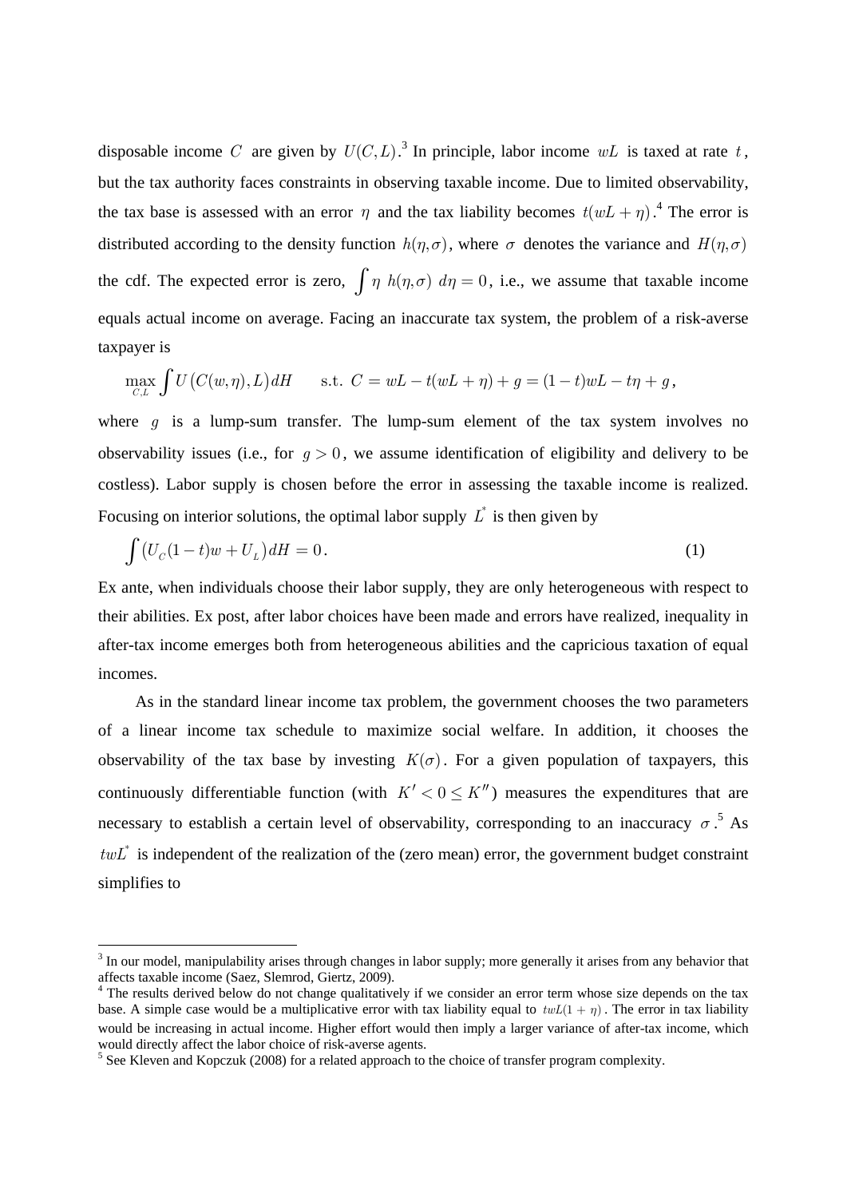disposable income $C$ are given by $U(C,L)$.[3] In principle, labor income $wL$ is taxed at rate $t$, but the tax authority faces constraints in observing taxable income. Due to limited observability, the tax base is assessed with an error $\eta$ and the tax liability becomes $t(wL+\eta)$.[4] The error is distributed according to the density function $h(\eta,\sigma)$, where $\sigma$ denotes the variance and $H(\eta,\sigma)$ the cdf. The expected error is zero, $\int \eta \; h(\eta,\sigma) \; d\eta = 0$, i.e., we assume that taxable income equals actual income on average. Facing an inaccurate tax system, the problem of a risk-averse taxpayer is

$$\max_{C,L} \int U\big(C(w,\eta),L\big)dH \qquad \text{s.t. } C = wL - t(wL+\eta) + g = (1-t)wL - t\eta + g\,,$$

where $g$ is a lump-sum transfer. The lump-sum element of the tax system involves no observability issues (i.e., for $g > 0$, we assume identification of eligibility and delivery to be costless). Labor supply is chosen before the error in assessing the taxable income is realized. Focusing on interior solutions, the optimal labor supply $L^*$ is then given by

$$\int \big(U_C(1-t)w + U_L\big)dH = 0\,. \tag{1}$$

Ex ante, when individuals choose their labor supply, they are only heterogeneous with respect to their abilities. Ex post, after labor choices have been made and errors have realized, inequality in after-tax income emerges both from heterogeneous abilities and the capricious taxation of equal incomes.

As in the standard linear income tax problem, the government chooses the two parameters of a linear income tax schedule to maximize social welfare. In addition, it chooses the observability of the tax base by investing $K(\sigma)$. For a given population of taxpayers, this continuously differentiable function (with $K' < 0 \leq K''$) measures the expenditures that are necessary to establish a certain level of observability, corresponding to an inaccuracy $\sigma$.[5] As $twL^*$ is independent of the realization of the (zero mean) error, the government budget constraint simplifies to

---

[3] In our model, manipulability arises through changes in labor supply; more generally it arises from any behavior that affects taxable income (Saez, Slemrod, Giertz, 2009).

[4] The results derived below do not change qualitatively if we consider an error term whose size depends on the tax base. A simple case would be a multiplicative error with tax liability equal to $twL(1+\eta)$. The error in tax liability would be increasing in actual income. Higher effort would then imply a larger variance of after-tax income, which would directly affect the labor choice of risk-averse agents.

[5] See Kleven and Kopczuk (2008) for a related approach to the choice of transfer program complexity.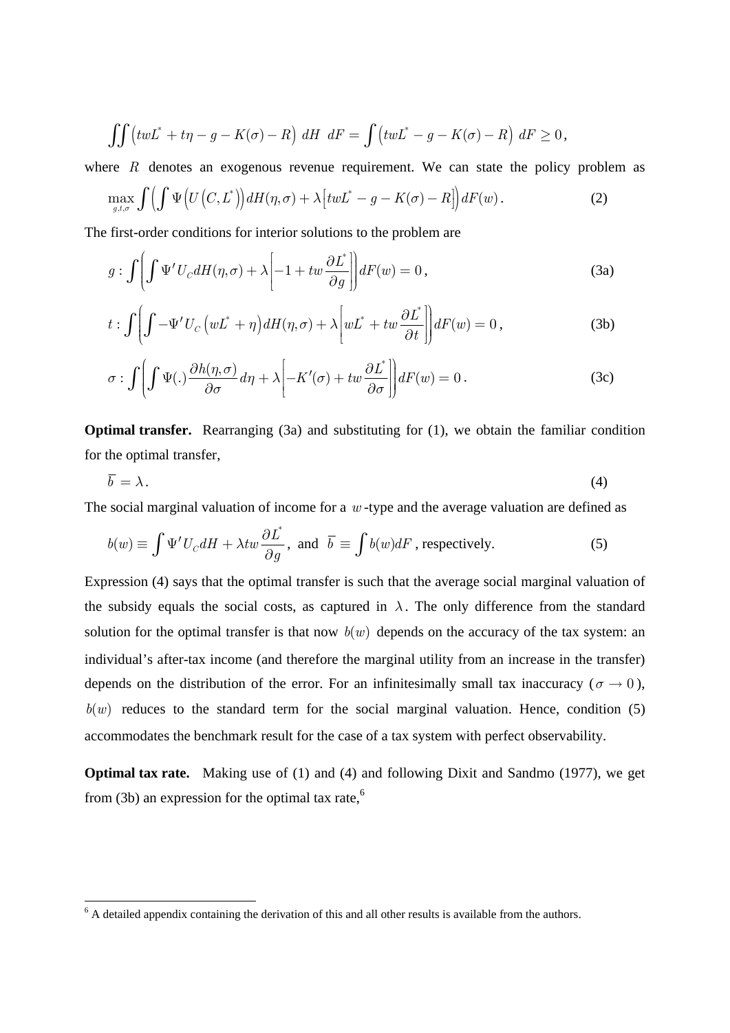$$\iint \left(twL^{*} + t\eta - g - K(\sigma) - R\right)\, dH\ dF = \int \left(twL^{*} - g - K(\sigma) - R\right)\, dF \geq 0\,,$$

where $R$ denotes an exogenous revenue requirement. We can state the policy problem as

$$\max_{g,t,\sigma} \int \left( \int \Psi\left(U\left(C, L^{*}\right)\right) dH(\eta,\sigma) + \lambda\left[twL^{*} - g - K(\sigma) - R\right] \right) dF(w)\,. \tag{2}$$

The first-order conditions for interior solutions to the problem are

$$g: \int \left( \int \Psi' U_C dH(\eta,\sigma) + \lambda\left[-1 + tw\frac{\partial L^{*}}{\partial g}\right] \right) dF(w) = 0\,, \tag{3a}$$

$$t: \int \left( \int -\Psi' U_C \left(wL^{*} + \eta\right) dH(\eta,\sigma) + \lambda\left[wL^{*} + tw\frac{\partial L^{*}}{\partial t}\right] \right) dF(w) = 0\,, \tag{3b}$$

$$\sigma: \int \left( \int \Psi(.) \frac{\partial h(\eta,\sigma)}{\partial \sigma} d\eta + \lambda\left[-K'(\sigma) + tw\frac{\partial L^{*}}{\partial \sigma}\right] \right) dF(w) = 0\,. \tag{3c}$$

**Optimal transfer.** Rearranging (3a) and substituting for (1), we obtain the familiar condition for the optimal transfer,

$$\overline{b} = \lambda\,. \tag{4}$$

The social marginal valuation of income for a $w$-type and the average valuation are defined as

$$b(w) \equiv \int \Psi' U_C dH + \lambda tw\frac{\partial L^{*}}{\partial g}, \text{ and } \overline{b} \equiv \int b(w) dF \text{, respectively.} \tag{5}$$

Expression (4) says that the optimal transfer is such that the average social marginal valuation of the subsidy equals the social costs, as captured in $\lambda$. The only difference from the standard solution for the optimal transfer is that now $b(w)$ depends on the accuracy of the tax system: an individual's after-tax income (and therefore the marginal utility from an increase in the transfer) depends on the distribution of the error. For an infinitesimally small tax inaccuracy ($\sigma \to 0$), $b(w)$ reduces to the standard term for the social marginal valuation. Hence, condition (5) accommodates the benchmark result for the case of a tax system with perfect observability.

**Optimal tax rate.** Making use of (1) and (4) and following Dixit and Sandmo (1977), we get from (3b) an expression for the optimal tax rate,[6]

---

[6] A detailed appendix containing the derivation of this and all other results is available from the authors.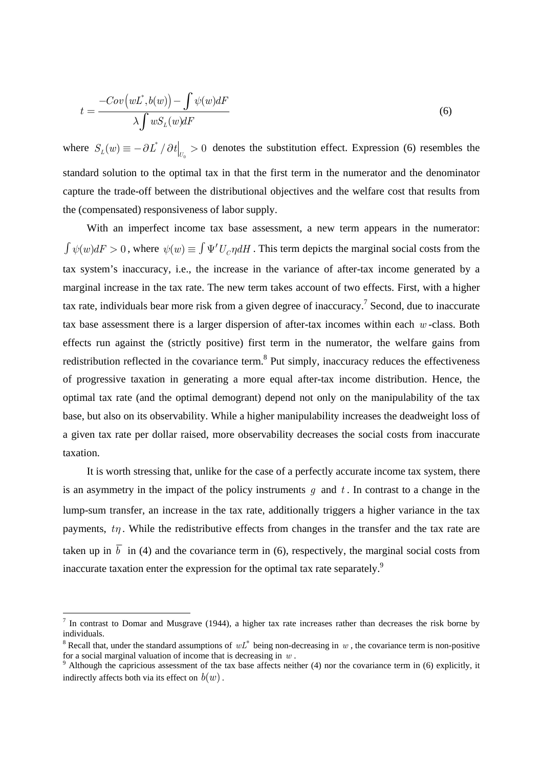$$t = \frac{-Cov\left(wL^{*}, b(w)\right) - \int \psi(w)dF}{\lambda \int wS_{L}(w)dF} \tag{6}$$

where $S_L(w) \equiv -\partial L^* / \partial t\big|_{U_0} > 0$ denotes the substitution effect. Expression (6) resembles the standard solution to the optimal tax in that the first term in the numerator and the denominator capture the trade-off between the distributional objectives and the welfare cost that results from the (compensated) responsiveness of labor supply.

With an imperfect income tax base assessment, a new term appears in the numerator: $\int \psi(w)dF > 0$, where $\psi(w) \equiv \int \Psi' U_C \eta dH$. This term depicts the marginal social costs from the tax system's inaccuracy, i.e., the increase in the variance of after-tax income generated by a marginal increase in the tax rate. The new term takes account of two effects. First, with a higher tax rate, individuals bear more risk from a given degree of inaccuracy.[7] Second, due to inaccurate tax base assessment there is a larger dispersion of after-tax incomes within each $w$-class. Both effects run against the (strictly positive) first term in the numerator, the welfare gains from redistribution reflected in the covariance term.[8] Put simply, inaccuracy reduces the effectiveness of progressive taxation in generating a more equal after-tax income distribution. Hence, the optimal tax rate (and the optimal demogrant) depend not only on the manipulability of the tax base, but also on its observability. While a higher manipulability increases the deadweight loss of a given tax rate per dollar raised, more observability decreases the social costs from inaccurate taxation.

It is worth stressing that, unlike for the case of a perfectly accurate income tax system, there is an asymmetry in the impact of the policy instruments $g$ and $t$. In contrast to a change in the lump-sum transfer, an increase in the tax rate, additionally triggers a higher variance in the tax payments, $t\eta$. While the redistributive effects from changes in the transfer and the tax rate are taken up in $\overline{b}$ in (4) and the covariance term in (6), respectively, the marginal social costs from inaccurate taxation enter the expression for the optimal tax rate separately.[9]

---

[7] In contrast to Domar and Musgrave (1944), a higher tax rate increases rather than decreases the risk borne by individuals.

[8] Recall that, under the standard assumptions of $wL^*$ being non-decreasing in $w$, the covariance term is non-positive for a social marginal valuation of income that is decreasing in $w$.

[9] Although the capricious assessment of the tax base affects neither (4) nor the covariance term in (6) explicitly, it indirectly affects both via its effect on $b(w)$.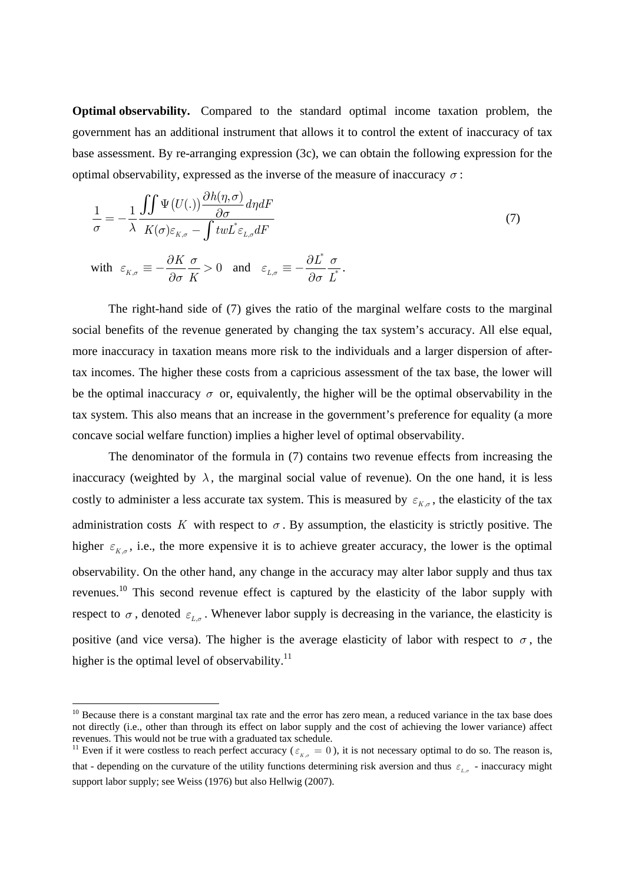**Optimal observability.** Compared to the standard optimal income taxation problem, the government has an additional instrument that allows it to control the extent of inaccuracy of tax base assessment. By re-arranging expression (3c), we can obtain the following expression for the optimal observability, expressed as the inverse of the measure of inaccuracy $\sigma$:

$$\frac{1}{\sigma} = -\frac{1}{\lambda} \frac{\iint \Psi\left(U(.)\right) \dfrac{\partial h(\eta,\sigma)}{\partial \sigma} d\eta dF}{K(\sigma)\varepsilon_{K,\sigma} - \int twL^{*}\varepsilon_{L,\sigma} dF} \tag{7}$$

with $\varepsilon_{K,\sigma} \equiv -\dfrac{\partial K}{\partial \sigma}\dfrac{\sigma}{K} > 0$ and $\varepsilon_{L,\sigma} \equiv -\dfrac{\partial L^{*}}{\partial \sigma}\dfrac{\sigma}{L^{*}}$.

The right-hand side of (7) gives the ratio of the marginal welfare costs to the marginal social benefits of the revenue generated by changing the tax system's accuracy. All else equal, more inaccuracy in taxation means more risk to the individuals and a larger dispersion of after-tax incomes. The higher these costs from a capricious assessment of the tax base, the lower will be the optimal inaccuracy $\sigma$ or, equivalently, the higher will be the optimal observability in the tax system. This also means that an increase in the government's preference for equality (a more concave social welfare function) implies a higher level of optimal observability.

The denominator of the formula in (7) contains two revenue effects from increasing the inaccuracy (weighted by $\lambda$, the marginal social value of revenue). On the one hand, it is less costly to administer a less accurate tax system. This is measured by $\varepsilon_{K,\sigma}$, the elasticity of the tax administration costs $K$ with respect to $\sigma$. By assumption, the elasticity is strictly positive. The higher $\varepsilon_{K,\sigma}$, i.e., the more expensive it is to achieve greater accuracy, the lower is the optimal observability. On the other hand, any change in the accuracy may alter labor supply and thus tax revenues.[10] This second revenue effect is captured by the elasticity of the labor supply with respect to $\sigma$, denoted $\varepsilon_{L,\sigma}$. Whenever labor supply is decreasing in the variance, the elasticity is positive (and vice versa). The higher is the average elasticity of labor with respect to $\sigma$, the higher is the optimal level of observability.[11]

---

[10] Because there is a constant marginal tax rate and the error has zero mean, a reduced variance in the tax base does not directly (i.e., other than through its effect on labor supply and the cost of achieving the lower variance) affect revenues. This would not be true with a graduated tax schedule.

[11] Even if it were costless to reach perfect accuracy ($\varepsilon_{K,\sigma} = 0$), it is not necessary optimal to do so. The reason is, that - depending on the curvature of the utility functions determining risk aversion and thus $\varepsilon_{L,\sigma}$ - inaccuracy might support labor supply; see Weiss (1976) but also Hellwig (2007).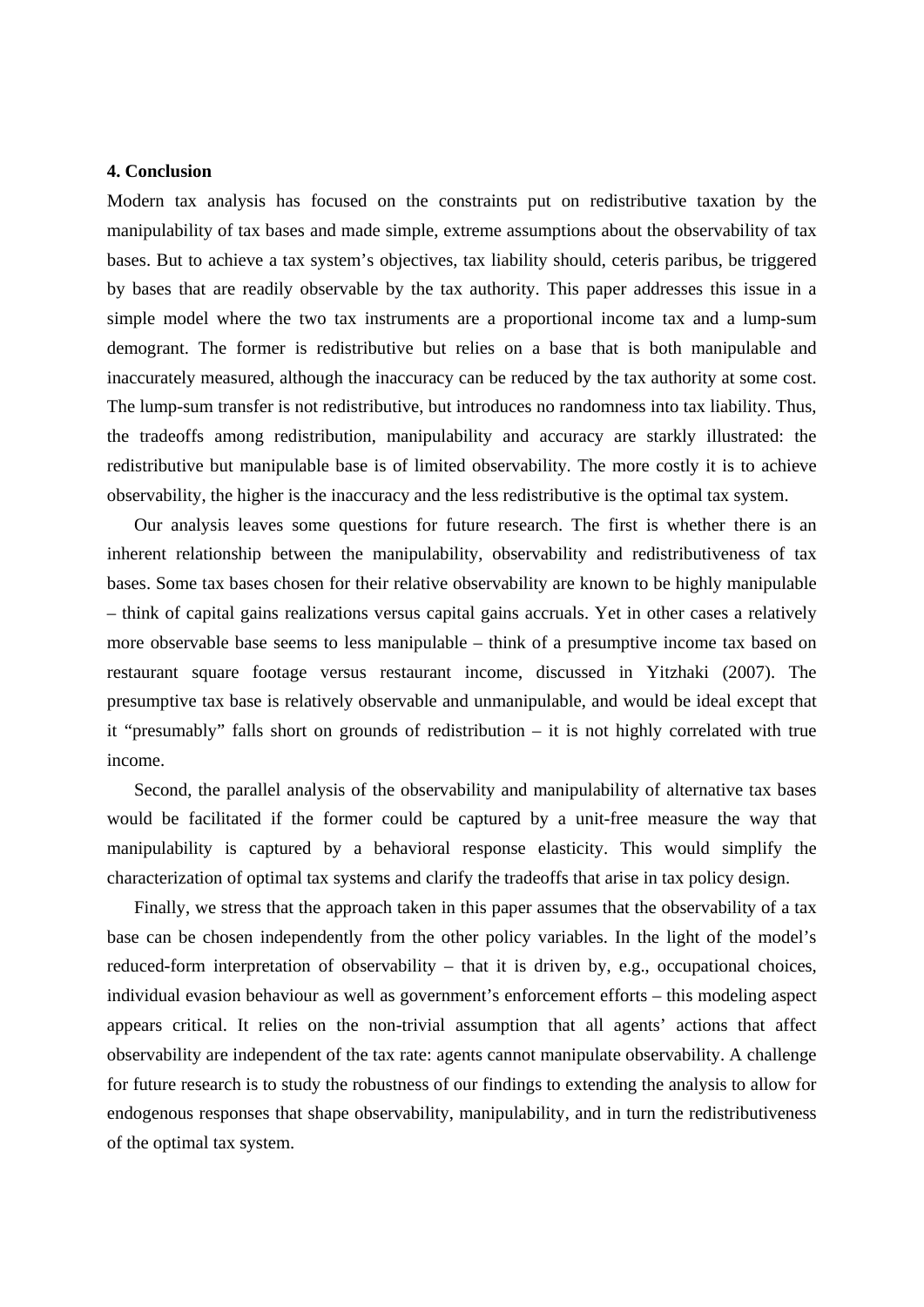### 4. Conclusion

Modern tax analysis has focused on the constraints put on redistributive taxation by the manipulability of tax bases and made simple, extreme assumptions about the observability of tax bases. But to achieve a tax system's objectives, tax liability should, ceteris paribus, be triggered by bases that are readily observable by the tax authority. This paper addresses this issue in a simple model where the two tax instruments are a proportional income tax and a lump-sum demogrant. The former is redistributive but relies on a base that is both manipulable and inaccurately measured, although the inaccuracy can be reduced by the tax authority at some cost. The lump-sum transfer is not redistributive, but introduces no randomness into tax liability. Thus, the tradeoffs among redistribution, manipulability and accuracy are starkly illustrated: the redistributive but manipulable base is of limited observability. The more costly it is to achieve observability, the higher is the inaccuracy and the less redistributive is the optimal tax system.

Our analysis leaves some questions for future research. The first is whether there is an inherent relationship between the manipulability, observability and redistributiveness of tax bases. Some tax bases chosen for their relative observability are known to be highly manipulable – think of capital gains realizations versus capital gains accruals. Yet in other cases a relatively more observable base seems to less manipulable – think of a presumptive income tax based on restaurant square footage versus restaurant income, discussed in Yitzhaki (2007). The presumptive tax base is relatively observable and unmanipulable, and would be ideal except that it "presumably" falls short on grounds of redistribution – it is not highly correlated with true income.

Second, the parallel analysis of the observability and manipulability of alternative tax bases would be facilitated if the former could be captured by a unit-free measure the way that manipulability is captured by a behavioral response elasticity. This would simplify the characterization of optimal tax systems and clarify the tradeoffs that arise in tax policy design.

Finally, we stress that the approach taken in this paper assumes that the observability of a tax base can be chosen independently from the other policy variables. In the light of the model's reduced-form interpretation of observability – that it is driven by, e.g., occupational choices, individual evasion behaviour as well as government's enforcement efforts – this modeling aspect appears critical. It relies on the non-trivial assumption that all agents' actions that affect observability are independent of the tax rate: agents cannot manipulate observability. A challenge for future research is to study the robustness of our findings to extending the analysis to allow for endogenous responses that shape observability, manipulability, and in turn the redistributiveness of the optimal tax system.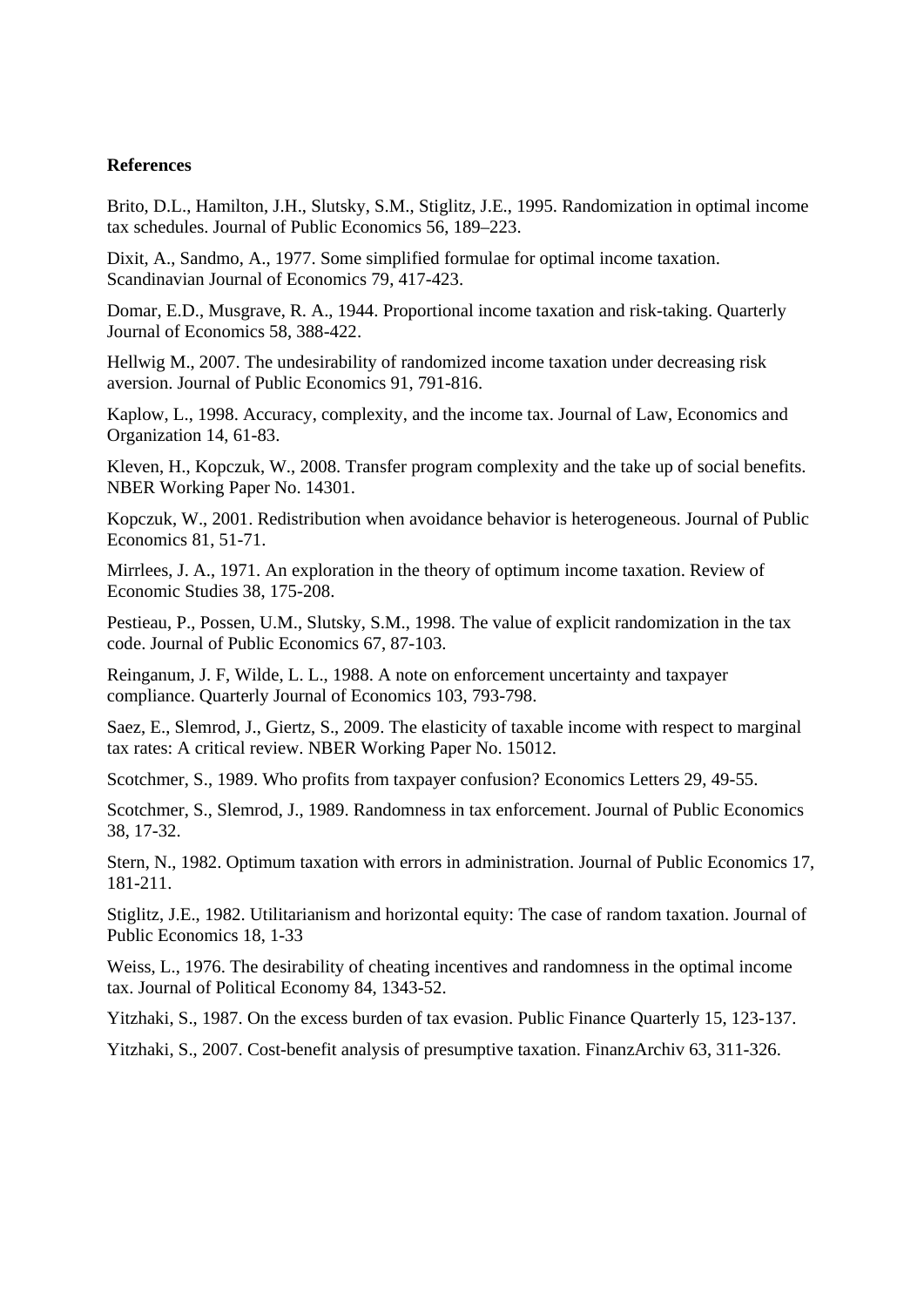**References**

Brito, D.L., Hamilton, J.H., Slutsky, S.M., Stiglitz, J.E., 1995. Randomization in optimal income tax schedules. Journal of Public Economics 56, 189–223.

Dixit, A., Sandmo, A., 1977. Some simplified formulae for optimal income taxation. Scandinavian Journal of Economics 79, 417-423.

Domar, E.D., Musgrave, R. A., 1944. Proportional income taxation and risk-taking. Quarterly Journal of Economics 58, 388-422.

Hellwig M., 2007. The undesirability of randomized income taxation under decreasing risk aversion. Journal of Public Economics 91, 791-816.

Kaplow, L., 1998. Accuracy, complexity, and the income tax. Journal of Law, Economics and Organization 14, 61-83.

Kleven, H., Kopczuk, W., 2008. Transfer program complexity and the take up of social benefits. NBER Working Paper No. 14301.

Kopczuk, W., 2001. Redistribution when avoidance behavior is heterogeneous. Journal of Public Economics 81, 51-71.

Mirrlees, J. A., 1971. An exploration in the theory of optimum income taxation. Review of Economic Studies 38, 175-208.

Pestieau, P., Possen, U.M., Slutsky, S.M., 1998. The value of explicit randomization in the tax code. Journal of Public Economics 67, 87-103.

Reinganum, J. F, Wilde, L. L., 1988. A note on enforcement uncertainty and taxpayer compliance. Quarterly Journal of Economics 103, 793-798.

Saez, E., Slemrod, J., Giertz, S., 2009. The elasticity of taxable income with respect to marginal tax rates: A critical review. NBER Working Paper No. 15012.

Scotchmer, S., 1989. Who profits from taxpayer confusion? Economics Letters 29, 49-55.

Scotchmer, S., Slemrod, J., 1989. Randomness in tax enforcement. Journal of Public Economics 38, 17-32.

Stern, N., 1982. Optimum taxation with errors in administration. Journal of Public Economics 17, 181-211.

Stiglitz, J.E., 1982. Utilitarianism and horizontal equity: The case of random taxation. Journal of Public Economics 18, 1-33

Weiss, L., 1976. The desirability of cheating incentives and randomness in the optimal income tax. Journal of Political Economy 84, 1343-52.

Yitzhaki, S., 1987. On the excess burden of tax evasion. Public Finance Quarterly 15, 123-137.

Yitzhaki, S., 2007. Cost-benefit analysis of presumptive taxation. FinanzArchiv 63, 311-326.